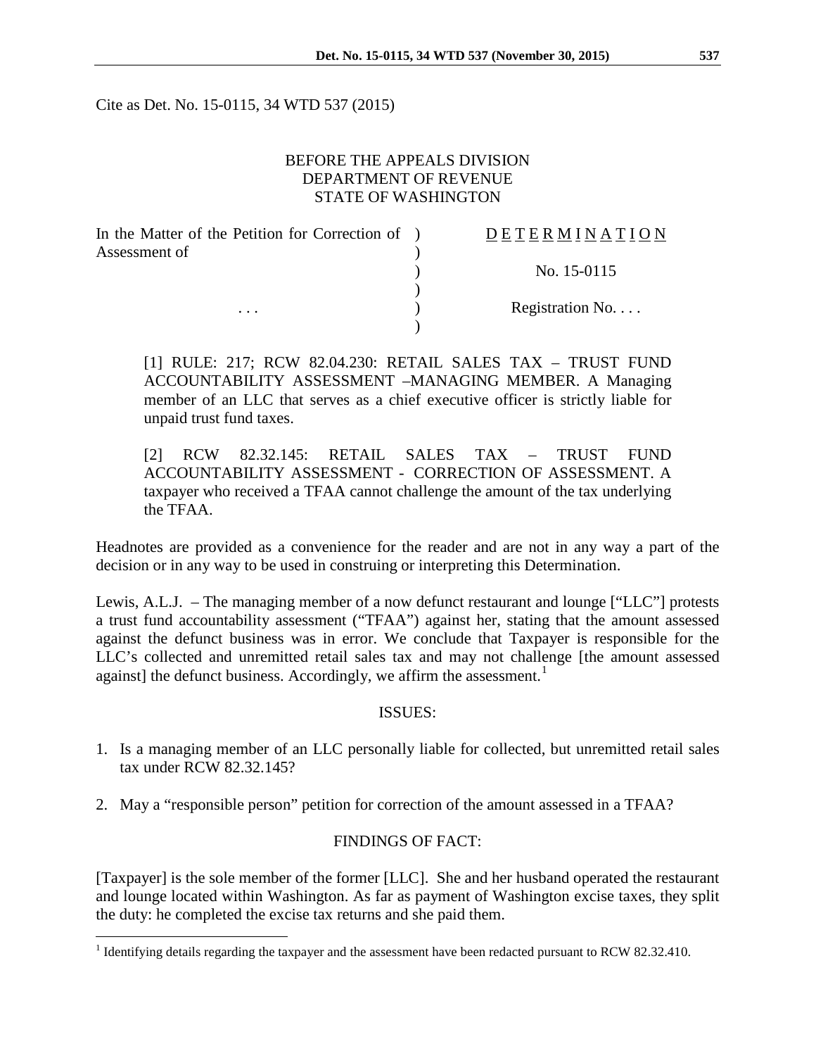Cite as Det. No. 15-0115, 34 WTD 537 (2015)

BEFORE THE APPEALS DIVISION
DEPARTMENT OF REVENUE
STATE OF WASHINGTON

| | | |
|---|---|---|
| In the Matter of the Petition for Correction of Assessment of | ) | D E T E R M I N A T I O N |
| | ) | No. 15-0115 |
| . . . | ) | Registration No. . . . |

[1] RULE: 217; RCW 82.04.230: RETAIL SALES TAX – TRUST FUND ACCOUNTABILITY ASSESSMENT –MANAGING MEMBER. A Managing member of an LLC that serves as a chief executive officer is strictly liable for unpaid trust fund taxes.

[2] RCW 82.32.145: RETAIL SALES TAX – TRUST FUND ACCOUNTABILITY ASSESSMENT - CORRECTION OF ASSESSMENT. A taxpayer who received a TFAA cannot challenge the amount of the tax underlying the TFAA.

Headnotes are provided as a convenience for the reader and are not in any way a part of the decision or in any way to be used in construing or interpreting this Determination.

Lewis, A.L.J. – The managing member of a now defunct restaurant and lounge ["LLC"] protests a trust fund accountability assessment ("TFAA") against her, stating that the amount assessed against the defunct business was in error. We conclude that Taxpayer is responsible for the LLC's collected and unremitted retail sales tax and may not challenge [the amount assessed against] the defunct business. Accordingly, we affirm the assessment.[1]

## ISSUES:

1. Is a managing member of an LLC personally liable for collected, but unremitted retail sales tax under RCW 82.32.145?

2. May a "responsible person" petition for correction of the amount assessed in a TFAA?

## FINDINGS OF FACT:

[Taxpayer] is the sole member of the former [LLC]. She and her husband operated the restaurant and lounge located within Washington. As far as payment of Washington excise taxes, they split the duty: he completed the excise tax returns and she paid them.

[1] Identifying details regarding the taxpayer and the assessment have been redacted pursuant to RCW 82.32.410.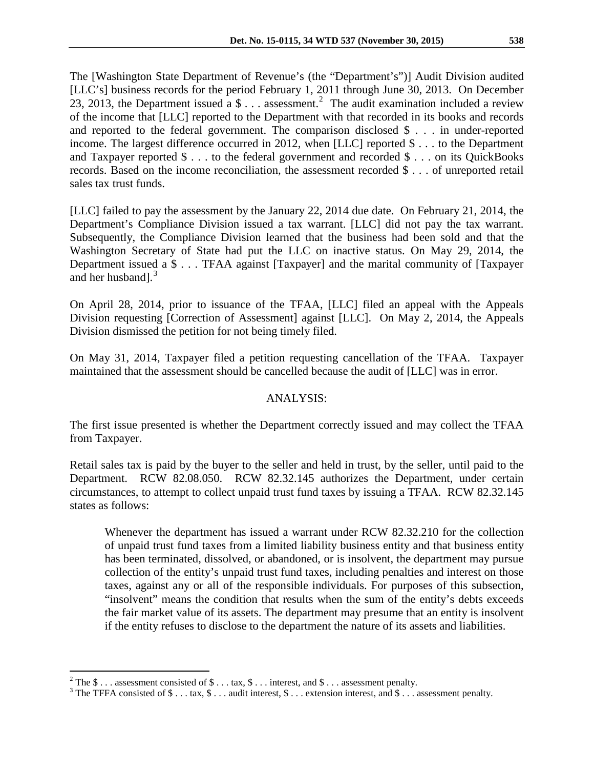The [Washington State Department of Revenue's (the "Department's")] Audit Division audited [LLC's] business records for the period February 1, 2011 through June 30, 2013. On December 23, 2013, the Department issued a $ . . . assessment.[2] The audit examination included a review of the income that [LLC] reported to the Department with that recorded in its books and records and reported to the federal government. The comparison disclosed $ . . . in under-reported income. The largest difference occurred in 2012, when [LLC] reported $ . . . to the Department and Taxpayer reported $ . . . to the federal government and recorded $ . . . on its QuickBooks records. Based on the income reconciliation, the assessment recorded $ . . . of unreported retail sales tax trust funds.

[LLC] failed to pay the assessment by the January 22, 2014 due date. On February 21, 2014, the Department's Compliance Division issued a tax warrant. [LLC] did not pay the tax warrant. Subsequently, the Compliance Division learned that the business had been sold and that the Washington Secretary of State had put the LLC on inactive status. On May 29, 2014, the Department issued a $ . . . TFAA against [Taxpayer] and the marital community of [Taxpayer and her husband].[3]

On April 28, 2014, prior to issuance of the TFAA, [LLC] filed an appeal with the Appeals Division requesting [Correction of Assessment] against [LLC]. On May 2, 2014, the Appeals Division dismissed the petition for not being timely filed.

On May 31, 2014, Taxpayer filed a petition requesting cancellation of the TFAA. Taxpayer maintained that the assessment should be cancelled because the audit of [LLC] was in error.

## ANALYSIS:

The first issue presented is whether the Department correctly issued and may collect the TFAA from Taxpayer.

Retail sales tax is paid by the buyer to the seller and held in trust, by the seller, until paid to the Department. RCW 82.08.050. RCW 82.32.145 authorizes the Department, under certain circumstances, to attempt to collect unpaid trust fund taxes by issuing a TFAA. RCW 82.32.145 states as follows:

> Whenever the department has issued a warrant under RCW 82.32.210 for the collection of unpaid trust fund taxes from a limited liability business entity and that business entity has been terminated, dissolved, or abandoned, or is insolvent, the department may pursue collection of the entity's unpaid trust fund taxes, including penalties and interest on those taxes, against any or all of the responsible individuals. For purposes of this subsection, "insolvent" means the condition that results when the sum of the entity's debts exceeds the fair market value of its assets. The department may presume that an entity is insolvent if the entity refuses to disclose to the department the nature of its assets and liabilities.

---

[2] The $ . . . assessment consisted of $ . . . tax, $ . . . interest, and $ . . . assessment penalty.

[3] The TFFA consisted of $ . . . tax, $ . . . audit interest, $ . . . extension interest, and $ . . . assessment penalty.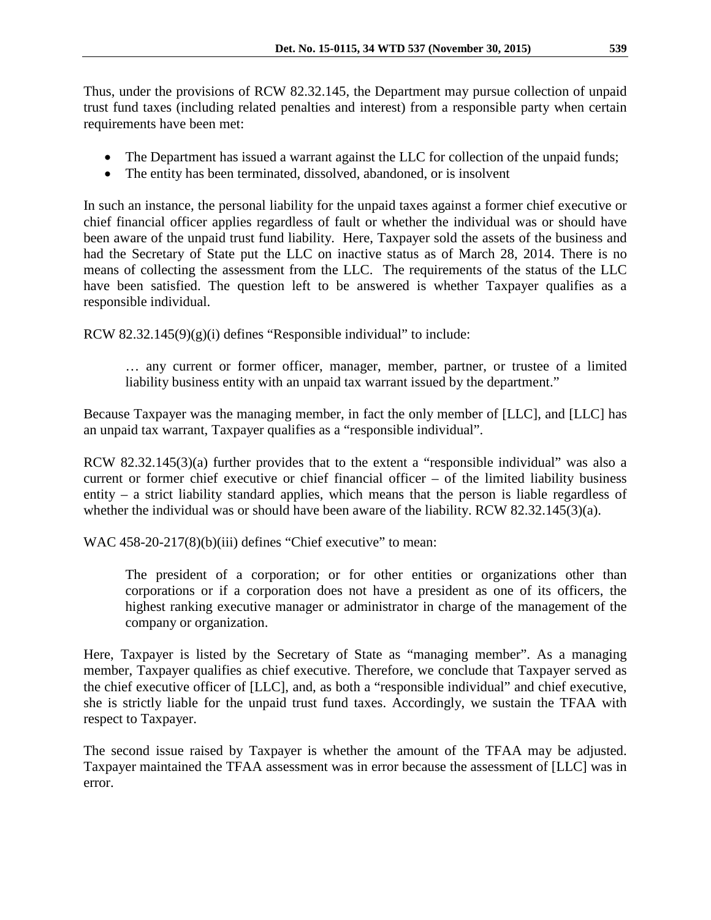Thus, under the provisions of RCW 82.32.145, the Department may pursue collection of unpaid trust fund taxes (including related penalties and interest) from a responsible party when certain requirements have been met:

- The Department has issued a warrant against the LLC for collection of the unpaid funds;
- The entity has been terminated, dissolved, abandoned, or is insolvent

In such an instance, the personal liability for the unpaid taxes against a former chief executive or chief financial officer applies regardless of fault or whether the individual was or should have been aware of the unpaid trust fund liability. Here, Taxpayer sold the assets of the business and had the Secretary of State put the LLC on inactive status as of March 28, 2014. There is no means of collecting the assessment from the LLC. The requirements of the status of the LLC have been satisfied. The question left to be answered is whether Taxpayer qualifies as a responsible individual.

RCW 82.32.145(9)(g)(i) defines "Responsible individual" to include:

> … any current or former officer, manager, member, partner, or trustee of a limited liability business entity with an unpaid tax warrant issued by the department."

Because Taxpayer was the managing member, in fact the only member of [LLC], and [LLC] has an unpaid tax warrant, Taxpayer qualifies as a "responsible individual".

RCW 82.32.145(3)(a) further provides that to the extent a "responsible individual" was also a current or former chief executive or chief financial officer – of the limited liability business entity – a strict liability standard applies, which means that the person is liable regardless of whether the individual was or should have been aware of the liability. RCW 82.32.145(3)(a).

WAC 458-20-217(8)(b)(iii) defines "Chief executive" to mean:

> The president of a corporation; or for other entities or organizations other than corporations or if a corporation does not have a president as one of its officers, the highest ranking executive manager or administrator in charge of the management of the company or organization.

Here, Taxpayer is listed by the Secretary of State as "managing member". As a managing member, Taxpayer qualifies as chief executive. Therefore, we conclude that Taxpayer served as the chief executive officer of [LLC], and, as both a "responsible individual" and chief executive, she is strictly liable for the unpaid trust fund taxes. Accordingly, we sustain the TFAA with respect to Taxpayer.

The second issue raised by Taxpayer is whether the amount of the TFAA may be adjusted. Taxpayer maintained the TFAA assessment was in error because the assessment of [LLC] was in error.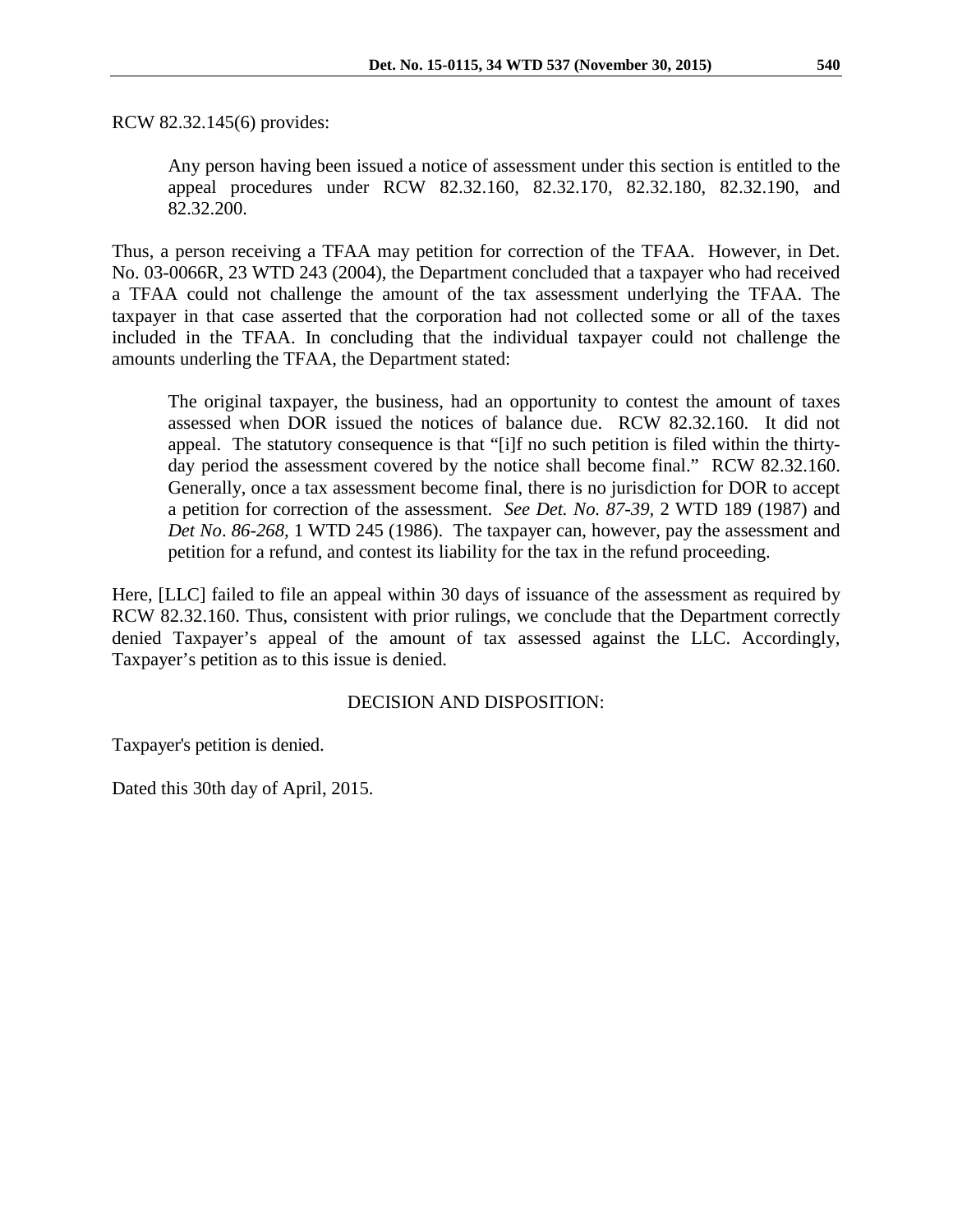RCW 82.32.145(6) provides:

> Any person having been issued a notice of assessment under this section is entitled to the appeal procedures under RCW 82.32.160, 82.32.170, 82.32.180, 82.32.190, and 82.32.200.

Thus, a person receiving a TFAA may petition for correction of the TFAA. However, in Det. No. 03-0066R, 23 WTD 243 (2004), the Department concluded that a taxpayer who had received a TFAA could not challenge the amount of the tax assessment underlying the TFAA. The taxpayer in that case asserted that the corporation had not collected some or all of the taxes included in the TFAA. In concluding that the individual taxpayer could not challenge the amounts underling the TFAA, the Department stated:

> The original taxpayer, the business, had an opportunity to contest the amount of taxes assessed when DOR issued the notices of balance due. RCW 82.32.160. It did not appeal. The statutory consequence is that "[i]f no such petition is filed within the thirty-day period the assessment covered by the notice shall become final." RCW 82.32.160. Generally, once a tax assessment become final, there is no jurisdiction for DOR to accept a petition for correction of the assessment. *See Det. No. 87-39*, 2 WTD 189 (1987) and *Det No*. *86-268*, 1 WTD 245 (1986). The taxpayer can, however, pay the assessment and petition for a refund, and contest its liability for the tax in the refund proceeding.

Here, [LLC] failed to file an appeal within 30 days of issuance of the assessment as required by RCW 82.32.160. Thus, consistent with prior rulings, we conclude that the Department correctly denied Taxpayer's appeal of the amount of tax assessed against the LLC. Accordingly, Taxpayer's petition as to this issue is denied.

## DECISION AND DISPOSITION:

Taxpayer's petition is denied.

Dated this 30th day of April, 2015.